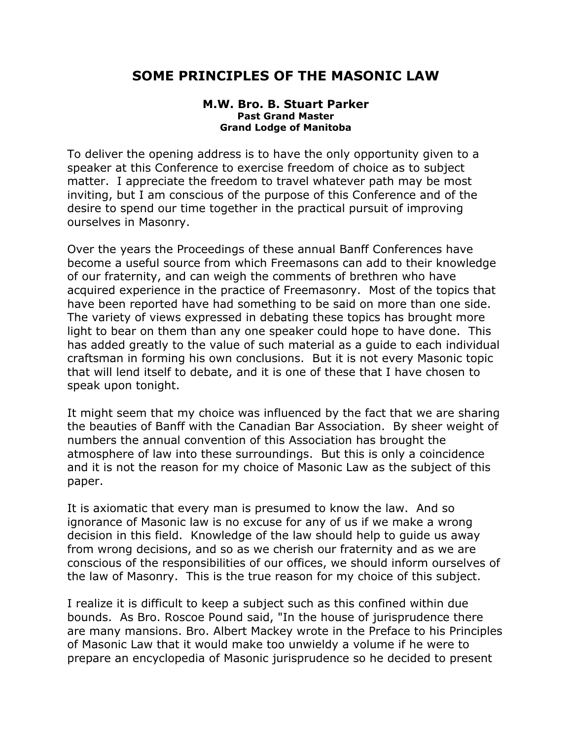# SOME PRINCIPLES OF THE MASONIC LAW

**M.W. Bro. B. Stuart Parker**
**Past Grand Master**
**Grand Lodge of Manitoba**

To deliver the opening address is to have the only opportunity given to a speaker at this Conference to exercise freedom of choice as to subject matter. I appreciate the freedom to travel whatever path may be most inviting, but I am conscious of the purpose of this Conference and of the desire to spend our time together in the practical pursuit of improving ourselves in Masonry.

Over the years the Proceedings of these annual Banff Conferences have become a useful source from which Freemasons can add to their knowledge of our fraternity, and can weigh the comments of brethren who have acquired experience in the practice of Freemasonry. Most of the topics that have been reported have had something to be said on more than one side. The variety of views expressed in debating these topics has brought more light to bear on them than any one speaker could hope to have done. This has added greatly to the value of such material as a guide to each individual craftsman in forming his own conclusions. But it is not every Masonic topic that will lend itself to debate, and it is one of these that I have chosen to speak upon tonight.

It might seem that my choice was influenced by the fact that we are sharing the beauties of Banff with the Canadian Bar Association. By sheer weight of numbers the annual convention of this Association has brought the atmosphere of law into these surroundings. But this is only a coincidence and it is not the reason for my choice of Masonic Law as the subject of this paper.

It is axiomatic that every man is presumed to know the law. And so ignorance of Masonic law is no excuse for any of us if we make a wrong decision in this field. Knowledge of the law should help to guide us away from wrong decisions, and so as we cherish our fraternity and as we are conscious of the responsibilities of our offices, we should inform ourselves of the law of Masonry. This is the true reason for my choice of this subject.

I realize it is difficult to keep a subject such as this confined within due bounds. As Bro. Roscoe Pound said, "In the house of jurisprudence there are many mansions. Bro. Albert Mackey wrote in the Preface to his Principles of Masonic Law that it would make too unwieldy a volume if he were to prepare an encyclopedia of Masonic jurisprudence so he decided to present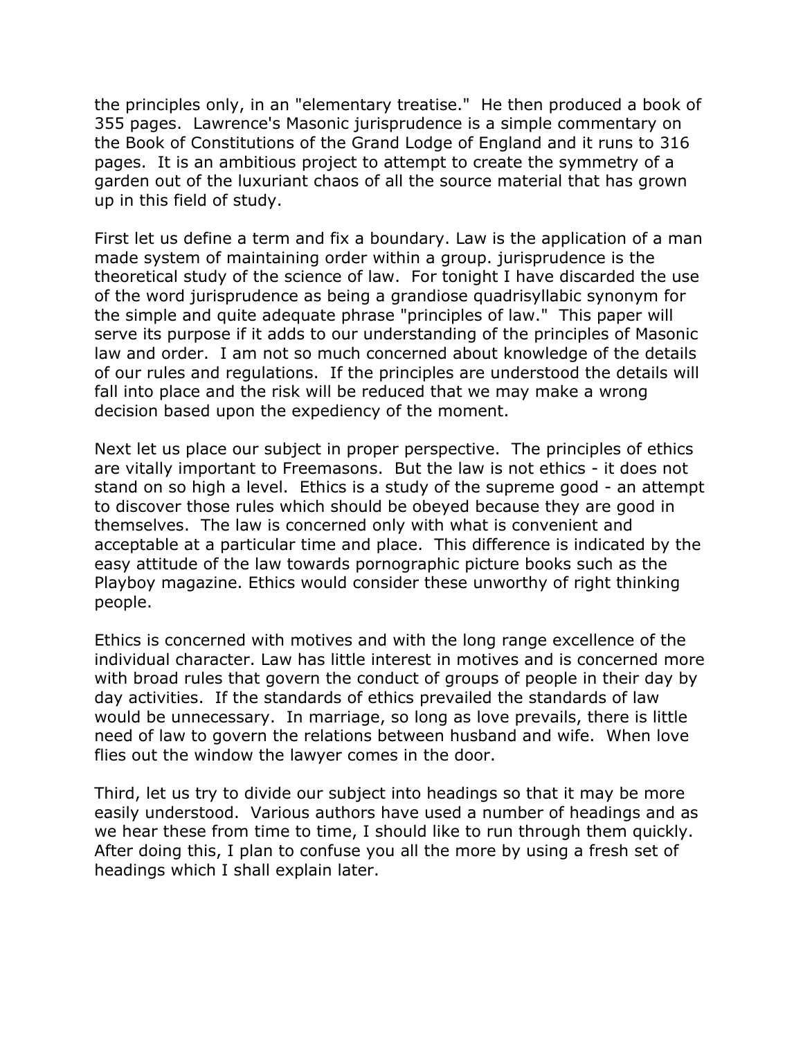the principles only, in an "elementary treatise." He then produced a book of 355 pages. Lawrence's Masonic jurisprudence is a simple commentary on the Book of Constitutions of the Grand Lodge of England and it runs to 316 pages. It is an ambitious project to attempt to create the symmetry of a garden out of the luxuriant chaos of all the source material that has grown up in this field of study.

First let us define a term and fix a boundary. Law is the application of a man made system of maintaining order within a group. jurisprudence is the theoretical study of the science of law. For tonight I have discarded the use of the word jurisprudence as being a grandiose quadrisyllabic synonym for the simple and quite adequate phrase "principles of law." This paper will serve its purpose if it adds to our understanding of the principles of Masonic law and order. I am not so much concerned about knowledge of the details of our rules and regulations. If the principles are understood the details will fall into place and the risk will be reduced that we may make a wrong decision based upon the expediency of the moment.

Next let us place our subject in proper perspective. The principles of ethics are vitally important to Freemasons. But the law is not ethics - it does not stand on so high a level. Ethics is a study of the supreme good - an attempt to discover those rules which should be obeyed because they are good in themselves. The law is concerned only with what is convenient and acceptable at a particular time and place. This difference is indicated by the easy attitude of the law towards pornographic picture books such as the Playboy magazine. Ethics would consider these unworthy of right thinking people.

Ethics is concerned with motives and with the long range excellence of the individual character. Law has little interest in motives and is concerned more with broad rules that govern the conduct of groups of people in their day by day activities. If the standards of ethics prevailed the standards of law would be unnecessary. In marriage, so long as love prevails, there is little need of law to govern the relations between husband and wife. When love flies out the window the lawyer comes in the door.

Third, let us try to divide our subject into headings so that it may be more easily understood. Various authors have used a number of headings and as we hear these from time to time, I should like to run through them quickly. After doing this, I plan to confuse you all the more by using a fresh set of headings which I shall explain later.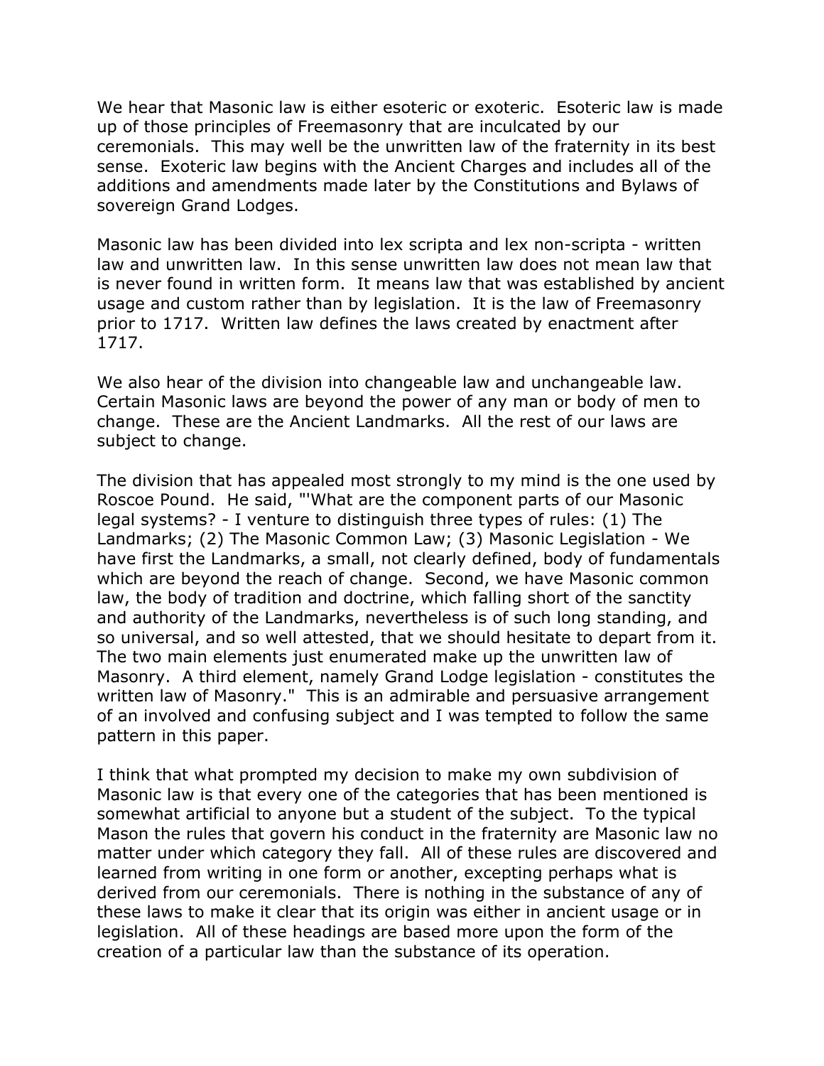We hear that Masonic law is either esoteric or exoteric. Esoteric law is made up of those principles of Freemasonry that are inculcated by our ceremonials. This may well be the unwritten law of the fraternity in its best sense. Exoteric law begins with the Ancient Charges and includes all of the additions and amendments made later by the Constitutions and Bylaws of sovereign Grand Lodges.

Masonic law has been divided into lex scripta and lex non-scripta - written law and unwritten law. In this sense unwritten law does not mean law that is never found in written form. It means law that was established by ancient usage and custom rather than by legislation. It is the law of Freemasonry prior to 1717. Written law defines the laws created by enactment after 1717.

We also hear of the division into changeable law and unchangeable law. Certain Masonic laws are beyond the power of any man or body of men to change. These are the Ancient Landmarks. All the rest of our laws are subject to change.

The division that has appealed most strongly to my mind is the one used by Roscoe Pound. He said, "'What are the component parts of our Masonic legal systems? - I venture to distinguish three types of rules: (1) The Landmarks; (2) The Masonic Common Law; (3) Masonic Legislation - We have first the Landmarks, a small, not clearly defined, body of fundamentals which are beyond the reach of change. Second, we have Masonic common law, the body of tradition and doctrine, which falling short of the sanctity and authority of the Landmarks, nevertheless is of such long standing, and so universal, and so well attested, that we should hesitate to depart from it. The two main elements just enumerated make up the unwritten law of Masonry. A third element, namely Grand Lodge legislation - constitutes the written law of Masonry." This is an admirable and persuasive arrangement of an involved and confusing subject and I was tempted to follow the same pattern in this paper.

I think that what prompted my decision to make my own subdivision of Masonic law is that every one of the categories that has been mentioned is somewhat artificial to anyone but a student of the subject. To the typical Mason the rules that govern his conduct in the fraternity are Masonic law no matter under which category they fall. All of these rules are discovered and learned from writing in one form or another, excepting perhaps what is derived from our ceremonials. There is nothing in the substance of any of these laws to make it clear that its origin was either in ancient usage or in legislation. All of these headings are based more upon the form of the creation of a particular law than the substance of its operation.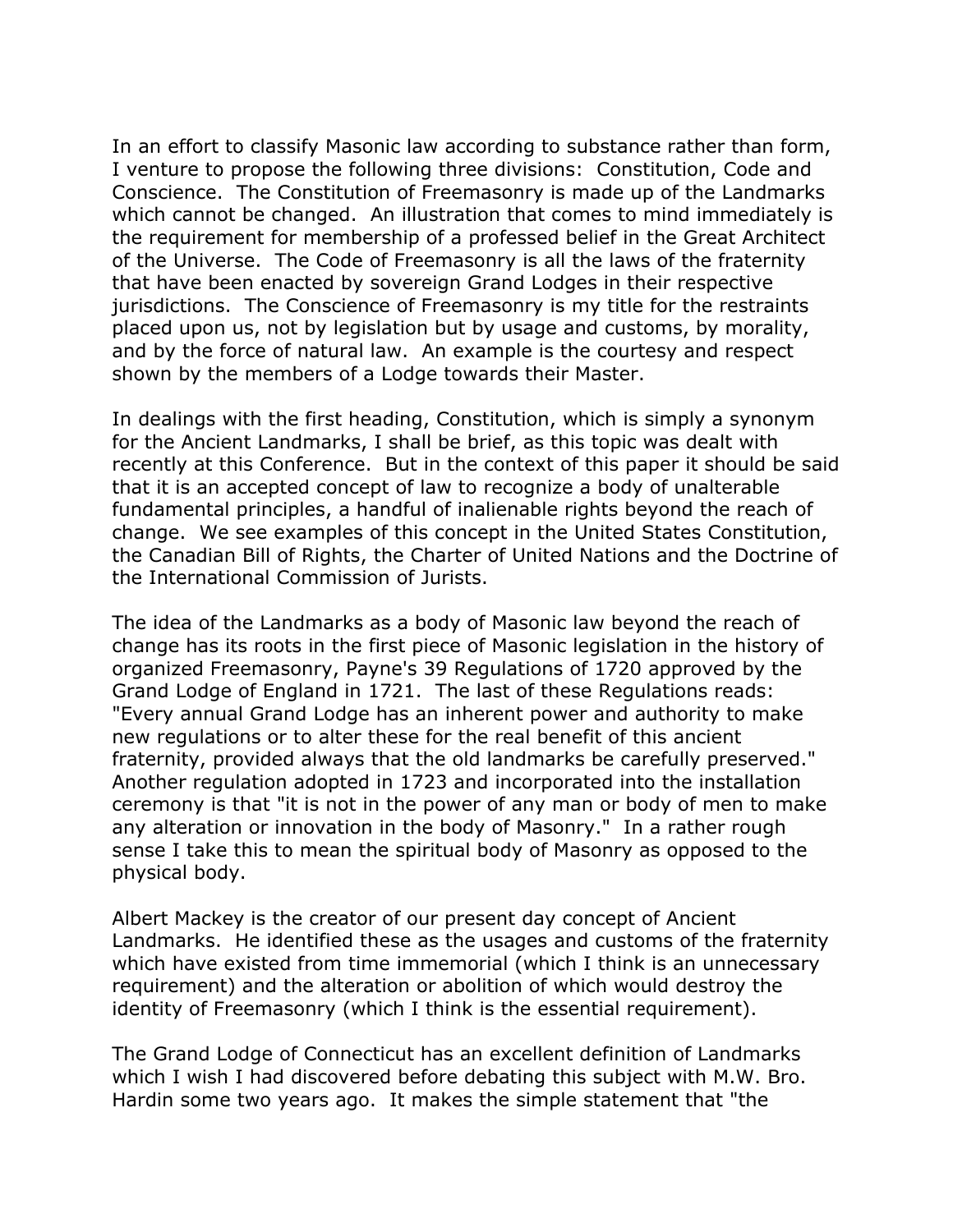In an effort to classify Masonic law according to substance rather than form, I venture to propose the following three divisions: Constitution, Code and Conscience. The Constitution of Freemasonry is made up of the Landmarks which cannot be changed. An illustration that comes to mind immediately is the requirement for membership of a professed belief in the Great Architect of the Universe. The Code of Freemasonry is all the laws of the fraternity that have been enacted by sovereign Grand Lodges in their respective jurisdictions. The Conscience of Freemasonry is my title for the restraints placed upon us, not by legislation but by usage and customs, by morality, and by the force of natural law. An example is the courtesy and respect shown by the members of a Lodge towards their Master.

In dealings with the first heading, Constitution, which is simply a synonym for the Ancient Landmarks, I shall be brief, as this topic was dealt with recently at this Conference. But in the context of this paper it should be said that it is an accepted concept of law to recognize a body of unalterable fundamental principles, a handful of inalienable rights beyond the reach of change. We see examples of this concept in the United States Constitution, the Canadian Bill of Rights, the Charter of United Nations and the Doctrine of the International Commission of Jurists.

The idea of the Landmarks as a body of Masonic law beyond the reach of change has its roots in the first piece of Masonic legislation in the history of organized Freemasonry, Payne's 39 Regulations of 1720 approved by the Grand Lodge of England in 1721. The last of these Regulations reads: "Every annual Grand Lodge has an inherent power and authority to make new regulations or to alter these for the real benefit of this ancient fraternity, provided always that the old landmarks be carefully preserved." Another regulation adopted in 1723 and incorporated into the installation ceremony is that "it is not in the power of any man or body of men to make any alteration or innovation in the body of Masonry." In a rather rough sense I take this to mean the spiritual body of Masonry as opposed to the physical body.

Albert Mackey is the creator of our present day concept of Ancient Landmarks. He identified these as the usages and customs of the fraternity which have existed from time immemorial (which I think is an unnecessary requirement) and the alteration or abolition of which would destroy the identity of Freemasonry (which I think is the essential requirement).

The Grand Lodge of Connecticut has an excellent definition of Landmarks which I wish I had discovered before debating this subject with M.W. Bro. Hardin some two years ago. It makes the simple statement that "the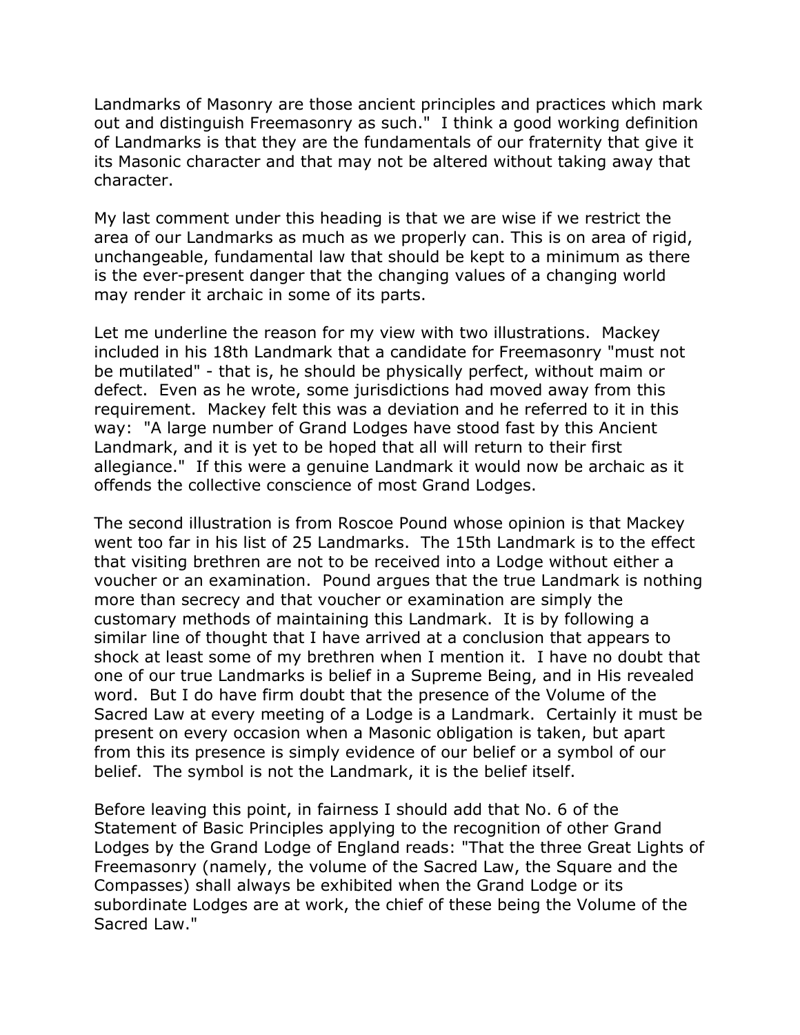Landmarks of Masonry are those ancient principles and practices which mark out and distinguish Freemasonry as such."  I think a good working definition of Landmarks is that they are the fundamentals of our fraternity that give it its Masonic character and that may not be altered without taking away that character.

My last comment under this heading is that we are wise if we restrict the area of our Landmarks as much as we properly can. This is on area of rigid, unchangeable, fundamental law that should be kept to a minimum as there is the ever-present danger that the changing values of a changing world may render it archaic in some of its parts.

Let me underline the reason for my view with two illustrations.  Mackey included in his 18th Landmark that a candidate for Freemasonry "must not be mutilated" - that is, he should be physically perfect, without maim or defect.  Even as he wrote, some jurisdictions had moved away from this requirement.  Mackey felt this was a deviation and he referred to it in this way:  "A large number of Grand Lodges have stood fast by this Ancient Landmark, and it is yet to be hoped that all will return to their first allegiance."  If this were a genuine Landmark it would now be archaic as it offends the collective conscience of most Grand Lodges.

The second illustration is from Roscoe Pound whose opinion is that Mackey went too far in his list of 25 Landmarks.  The 15th Landmark is to the effect that visiting brethren are not to be received into a Lodge without either a voucher or an examination.  Pound argues that the true Landmark is nothing more than secrecy and that voucher or examination are simply the customary methods of maintaining this Landmark.  It is by following a similar line of thought that I have arrived at a conclusion that appears to shock at least some of my brethren when I mention it.  I have no doubt that one of our true Landmarks is belief in a Supreme Being, and in His revealed word.  But I do have firm doubt that the presence of the Volume of the Sacred Law at every meeting of a Lodge is a Landmark.  Certainly it must be present on every occasion when a Masonic obligation is taken, but apart from this its presence is simply evidence of our belief or a symbol of our belief.  The symbol is not the Landmark, it is the belief itself.

Before leaving this point, in fairness I should add that No. 6 of the Statement of Basic Principles applying to the recognition of other Grand Lodges by the Grand Lodge of England reads: "That the three Great Lights of Freemasonry (namely, the volume of the Sacred Law, the Square and the Compasses) shall always be exhibited when the Grand Lodge or its subordinate Lodges are at work, the chief of these being the Volume of the Sacred Law."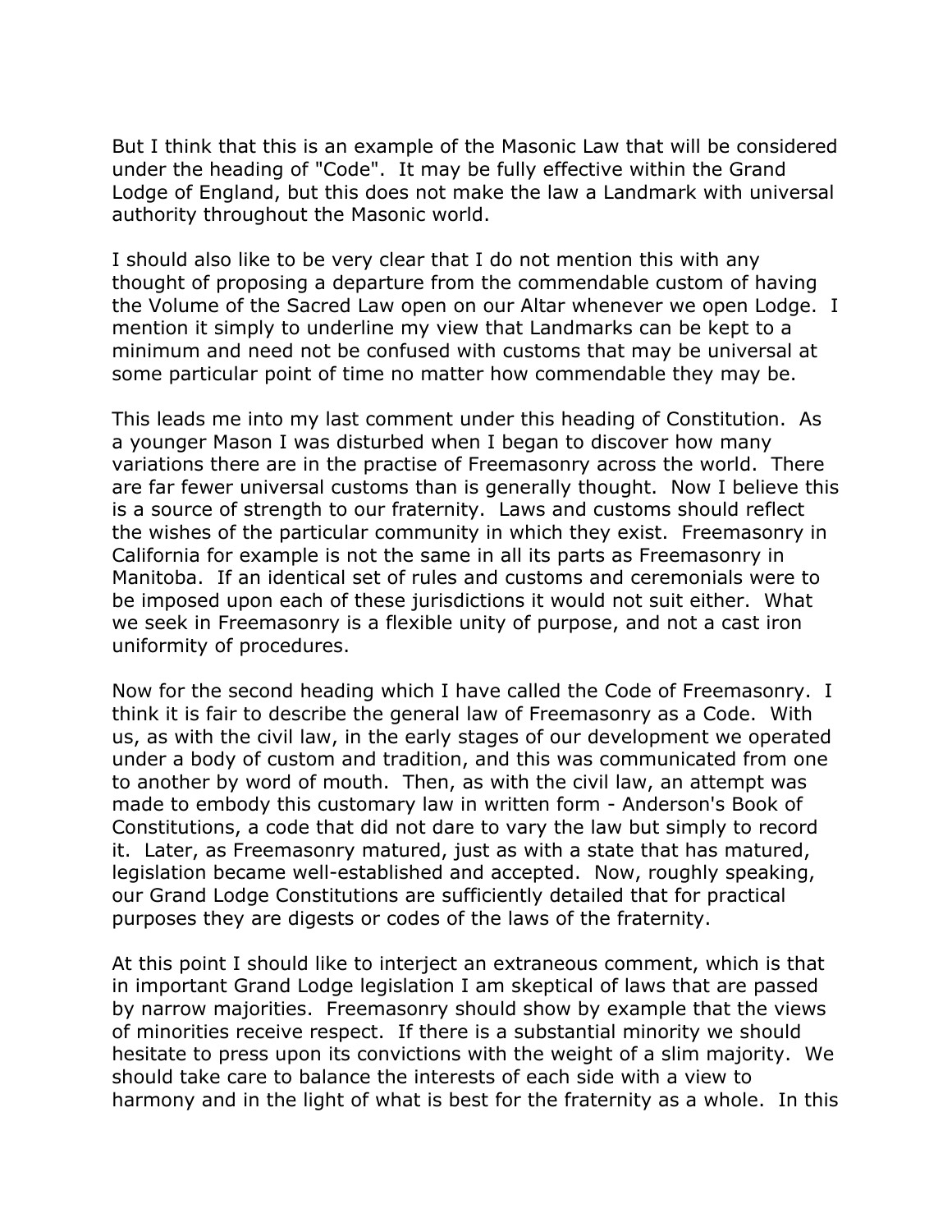But I think that this is an example of the Masonic Law that will be considered under the heading of "Code". It may be fully effective within the Grand Lodge of England, but this does not make the law a Landmark with universal authority throughout the Masonic world.

I should also like to be very clear that I do not mention this with any thought of proposing a departure from the commendable custom of having the Volume of the Sacred Law open on our Altar whenever we open Lodge. I mention it simply to underline my view that Landmarks can be kept to a minimum and need not be confused with customs that may be universal at some particular point of time no matter how commendable they may be.

This leads me into my last comment under this heading of Constitution. As a younger Mason I was disturbed when I began to discover how many variations there are in the practise of Freemasonry across the world. There are far fewer universal customs than is generally thought. Now I believe this is a source of strength to our fraternity. Laws and customs should reflect the wishes of the particular community in which they exist. Freemasonry in California for example is not the same in all its parts as Freemasonry in Manitoba. If an identical set of rules and customs and ceremonials were to be imposed upon each of these jurisdictions it would not suit either. What we seek in Freemasonry is a flexible unity of purpose, and not a cast iron uniformity of procedures.

Now for the second heading which I have called the Code of Freemasonry. I think it is fair to describe the general law of Freemasonry as a Code. With us, as with the civil law, in the early stages of our development we operated under a body of custom and tradition, and this was communicated from one to another by word of mouth. Then, as with the civil law, an attempt was made to embody this customary law in written form - Anderson's Book of Constitutions, a code that did not dare to vary the law but simply to record it. Later, as Freemasonry matured, just as with a state that has matured, legislation became well-established and accepted. Now, roughly speaking, our Grand Lodge Constitutions are sufficiently detailed that for practical purposes they are digests or codes of the laws of the fraternity.

At this point I should like to interject an extraneous comment, which is that in important Grand Lodge legislation I am skeptical of laws that are passed by narrow majorities. Freemasonry should show by example that the views of minorities receive respect. If there is a substantial minority we should hesitate to press upon its convictions with the weight of a slim majority. We should take care to balance the interests of each side with a view to harmony and in the light of what is best for the fraternity as a whole. In this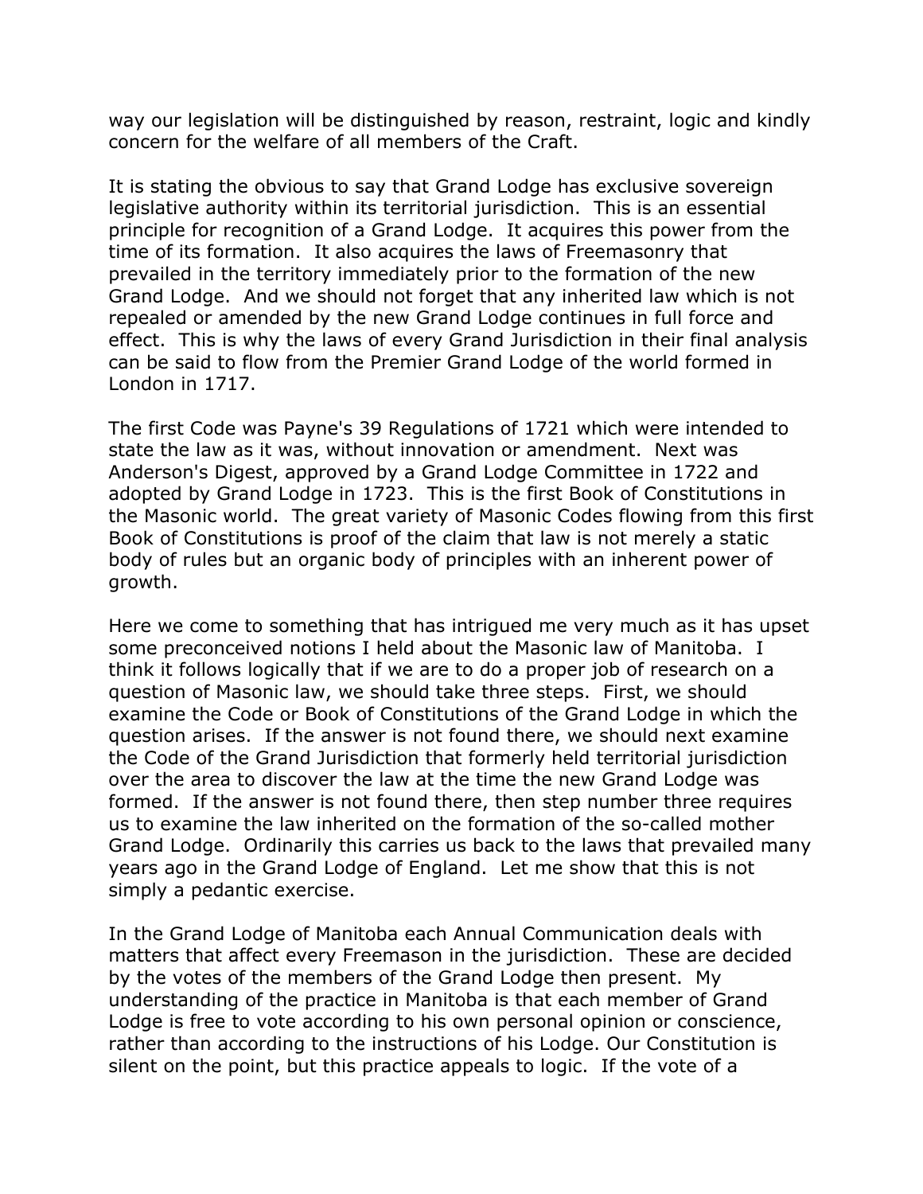way our legislation will be distinguished by reason, restraint, logic and kindly concern for the welfare of all members of the Craft.

It is stating the obvious to say that Grand Lodge has exclusive sovereign legislative authority within its territorial jurisdiction. This is an essential principle for recognition of a Grand Lodge. It acquires this power from the time of its formation. It also acquires the laws of Freemasonry that prevailed in the territory immediately prior to the formation of the new Grand Lodge. And we should not forget that any inherited law which is not repealed or amended by the new Grand Lodge continues in full force and effect. This is why the laws of every Grand Jurisdiction in their final analysis can be said to flow from the Premier Grand Lodge of the world formed in London in 1717.

The first Code was Payne's 39 Regulations of 1721 which were intended to state the law as it was, without innovation or amendment. Next was Anderson's Digest, approved by a Grand Lodge Committee in 1722 and adopted by Grand Lodge in 1723. This is the first Book of Constitutions in the Masonic world. The great variety of Masonic Codes flowing from this first Book of Constitutions is proof of the claim that law is not merely a static body of rules but an organic body of principles with an inherent power of growth.

Here we come to something that has intrigued me very much as it has upset some preconceived notions I held about the Masonic law of Manitoba. I think it follows logically that if we are to do a proper job of research on a question of Masonic law, we should take three steps. First, we should examine the Code or Book of Constitutions of the Grand Lodge in which the question arises. If the answer is not found there, we should next examine the Code of the Grand Jurisdiction that formerly held territorial jurisdiction over the area to discover the law at the time the new Grand Lodge was formed. If the answer is not found there, then step number three requires us to examine the law inherited on the formation of the so-called mother Grand Lodge. Ordinarily this carries us back to the laws that prevailed many years ago in the Grand Lodge of England. Let me show that this is not simply a pedantic exercise.

In the Grand Lodge of Manitoba each Annual Communication deals with matters that affect every Freemason in the jurisdiction. These are decided by the votes of the members of the Grand Lodge then present. My understanding of the practice in Manitoba is that each member of Grand Lodge is free to vote according to his own personal opinion or conscience, rather than according to the instructions of his Lodge. Our Constitution is silent on the point, but this practice appeals to logic. If the vote of a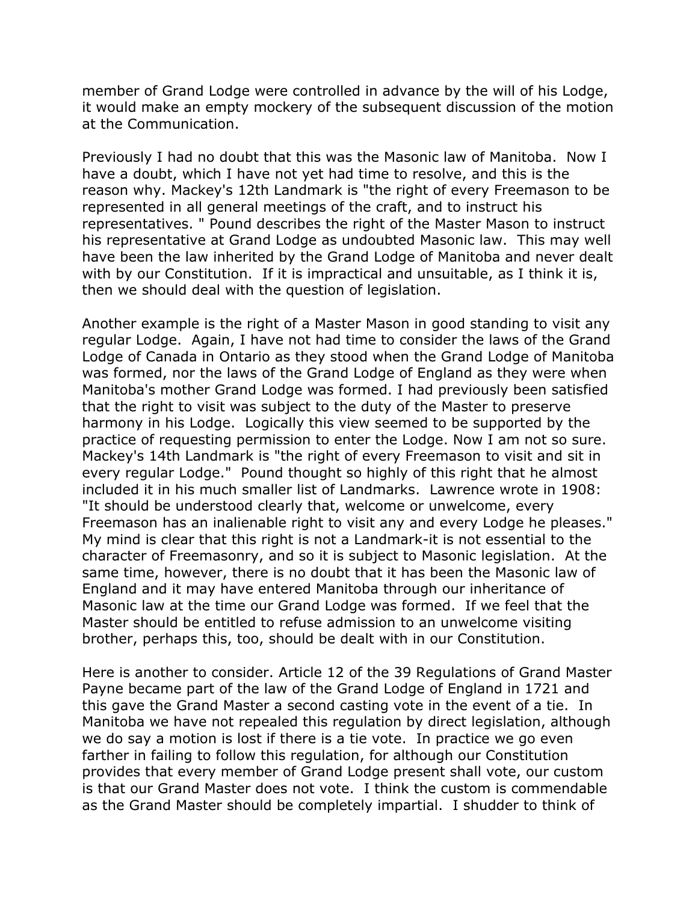member of Grand Lodge were controlled in advance by the will of his Lodge, it would make an empty mockery of the subsequent discussion of the motion at the Communication.

Previously I had no doubt that this was the Masonic law of Manitoba. Now I have a doubt, which I have not yet had time to resolve, and this is the reason why. Mackey's 12th Landmark is "the right of every Freemason to be represented in all general meetings of the craft, and to instruct his representatives. " Pound describes the right of the Master Mason to instruct his representative at Grand Lodge as undoubted Masonic law. This may well have been the law inherited by the Grand Lodge of Manitoba and never dealt with by our Constitution. If it is impractical and unsuitable, as I think it is, then we should deal with the question of legislation.

Another example is the right of a Master Mason in good standing to visit any regular Lodge. Again, I have not had time to consider the laws of the Grand Lodge of Canada in Ontario as they stood when the Grand Lodge of Manitoba was formed, nor the laws of the Grand Lodge of England as they were when Manitoba's mother Grand Lodge was formed. I had previously been satisfied that the right to visit was subject to the duty of the Master to preserve harmony in his Lodge. Logically this view seemed to be supported by the practice of requesting permission to enter the Lodge. Now I am not so sure. Mackey's 14th Landmark is "the right of every Freemason to visit and sit in every regular Lodge." Pound thought so highly of this right that he almost included it in his much smaller list of Landmarks. Lawrence wrote in 1908: "It should be understood clearly that, welcome or unwelcome, every Freemason has an inalienable right to visit any and every Lodge he pleases." My mind is clear that this right is not a Landmark-it is not essential to the character of Freemasonry, and so it is subject to Masonic legislation. At the same time, however, there is no doubt that it has been the Masonic law of England and it may have entered Manitoba through our inheritance of Masonic law at the time our Grand Lodge was formed. If we feel that the Master should be entitled to refuse admission to an unwelcome visiting brother, perhaps this, too, should be dealt with in our Constitution.

Here is another to consider. Article 12 of the 39 Regulations of Grand Master Payne became part of the law of the Grand Lodge of England in 1721 and this gave the Grand Master a second casting vote in the event of a tie. In Manitoba we have not repealed this regulation by direct legislation, although we do say a motion is lost if there is a tie vote. In practice we go even farther in failing to follow this regulation, for although our Constitution provides that every member of Grand Lodge present shall vote, our custom is that our Grand Master does not vote. I think the custom is commendable as the Grand Master should be completely impartial. I shudder to think of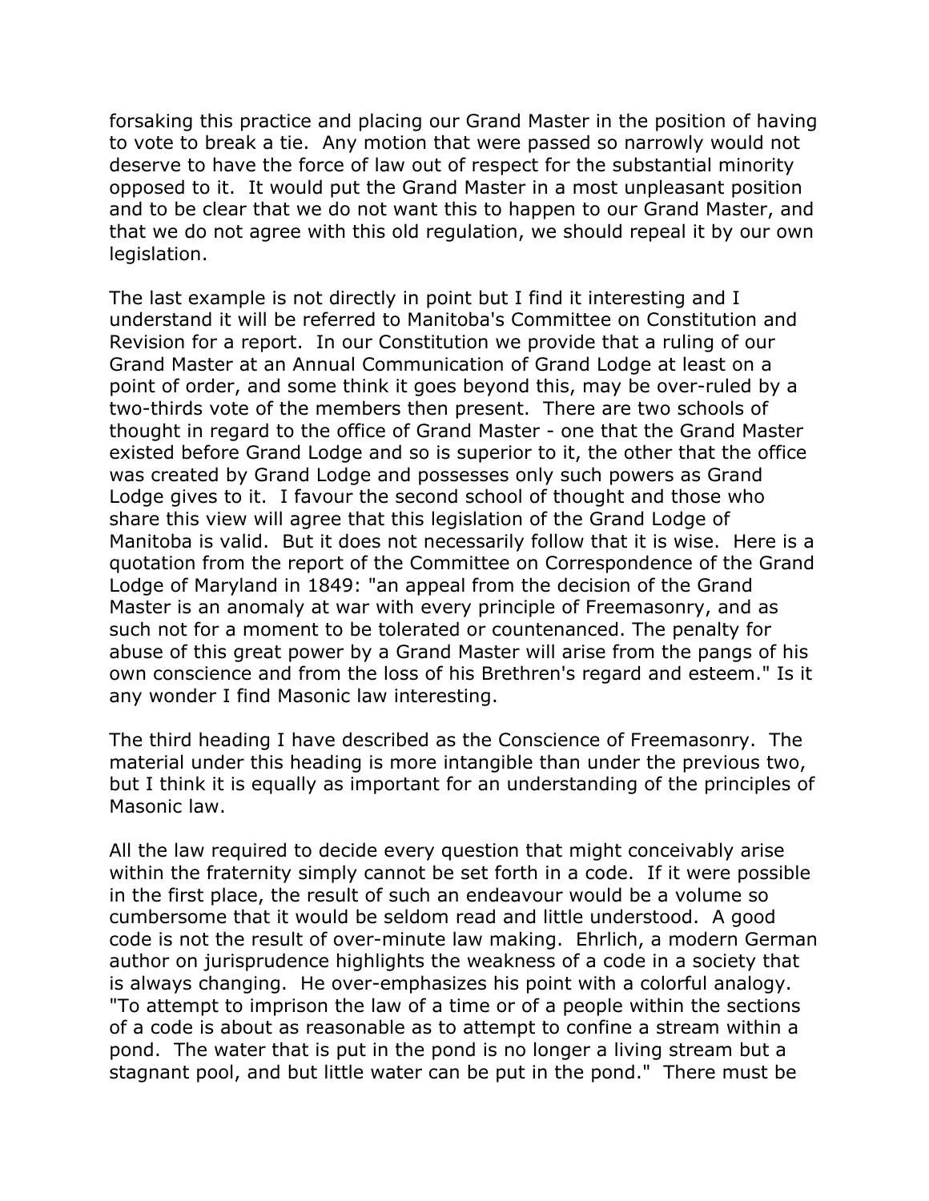forsaking this practice and placing our Grand Master in the position of having to vote to break a tie. Any motion that were passed so narrowly would not deserve to have the force of law out of respect for the substantial minority opposed to it. It would put the Grand Master in a most unpleasant position and to be clear that we do not want this to happen to our Grand Master, and that we do not agree with this old regulation, we should repeal it by our own legislation.

The last example is not directly in point but I find it interesting and I understand it will be referred to Manitoba's Committee on Constitution and Revision for a report. In our Constitution we provide that a ruling of our Grand Master at an Annual Communication of Grand Lodge at least on a point of order, and some think it goes beyond this, may be over-ruled by a two-thirds vote of the members then present. There are two schools of thought in regard to the office of Grand Master - one that the Grand Master existed before Grand Lodge and so is superior to it, the other that the office was created by Grand Lodge and possesses only such powers as Grand Lodge gives to it. I favour the second school of thought and those who share this view will agree that this legislation of the Grand Lodge of Manitoba is valid. But it does not necessarily follow that it is wise. Here is a quotation from the report of the Committee on Correspondence of the Grand Lodge of Maryland in 1849: "an appeal from the decision of the Grand Master is an anomaly at war with every principle of Freemasonry, and as such not for a moment to be tolerated or countenanced. The penalty for abuse of this great power by a Grand Master will arise from the pangs of his own conscience and from the loss of his Brethren's regard and esteem." Is it any wonder I find Masonic law interesting.

The third heading I have described as the Conscience of Freemasonry. The material under this heading is more intangible than under the previous two, but I think it is equally as important for an understanding of the principles of Masonic law.

All the law required to decide every question that might conceivably arise within the fraternity simply cannot be set forth in a code. If it were possible in the first place, the result of such an endeavour would be a volume so cumbersome that it would be seldom read and little understood. A good code is not the result of over-minute law making. Ehrlich, a modern German author on jurisprudence highlights the weakness of a code in a society that is always changing. He over-emphasizes his point with a colorful analogy. "To attempt to imprison the law of a time or of a people within the sections of a code is about as reasonable as to attempt to confine a stream within a pond. The water that is put in the pond is no longer a living stream but a stagnant pool, and but little water can be put in the pond." There must be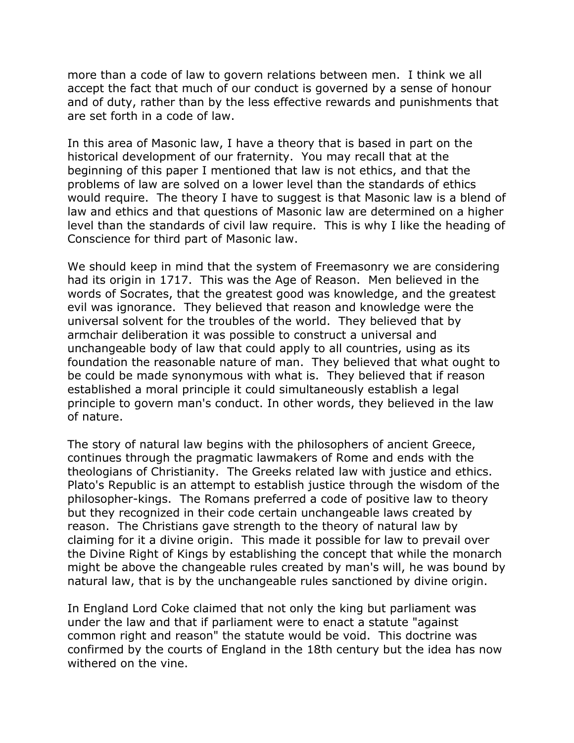more than a code of law to govern relations between men. I think we all accept the fact that much of our conduct is governed by a sense of honour and of duty, rather than by the less effective rewards and punishments that are set forth in a code of law.

In this area of Masonic law, I have a theory that is based in part on the historical development of our fraternity. You may recall that at the beginning of this paper I mentioned that law is not ethics, and that the problems of law are solved on a lower level than the standards of ethics would require. The theory I have to suggest is that Masonic law is a blend of law and ethics and that questions of Masonic law are determined on a higher level than the standards of civil law require. This is why I like the heading of Conscience for third part of Masonic law.

We should keep in mind that the system of Freemasonry we are considering had its origin in 1717. This was the Age of Reason. Men believed in the words of Socrates, that the greatest good was knowledge, and the greatest evil was ignorance. They believed that reason and knowledge were the universal solvent for the troubles of the world. They believed that by armchair deliberation it was possible to construct a universal and unchangeable body of law that could apply to all countries, using as its foundation the reasonable nature of man. They believed that what ought to be could be made synonymous with what is. They believed that if reason established a moral principle it could simultaneously establish a legal principle to govern man's conduct. In other words, they believed in the law of nature.

The story of natural law begins with the philosophers of ancient Greece, continues through the pragmatic lawmakers of Rome and ends with the theologians of Christianity. The Greeks related law with justice and ethics. Plato's Republic is an attempt to establish justice through the wisdom of the philosopher-kings. The Romans preferred a code of positive law to theory but they recognized in their code certain unchangeable laws created by reason. The Christians gave strength to the theory of natural law by claiming for it a divine origin. This made it possible for law to prevail over the Divine Right of Kings by establishing the concept that while the monarch might be above the changeable rules created by man's will, he was bound by natural law, that is by the unchangeable rules sanctioned by divine origin.

In England Lord Coke claimed that not only the king but parliament was under the law and that if parliament were to enact a statute "against common right and reason" the statute would be void. This doctrine was confirmed by the courts of England in the 18th century but the idea has now withered on the vine.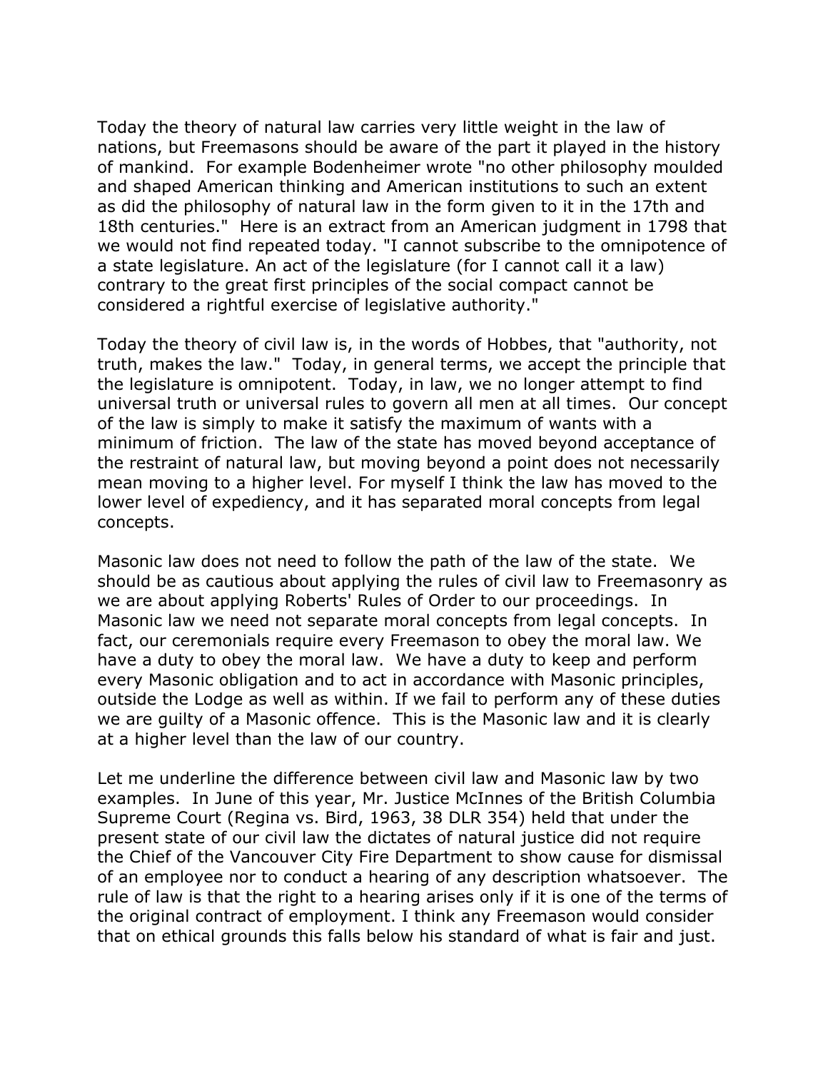Today the theory of natural law carries very little weight in the law of nations, but Freemasons should be aware of the part it played in the history of mankind. For example Bodenheimer wrote "no other philosophy moulded and shaped American thinking and American institutions to such an extent as did the philosophy of natural law in the form given to it in the 17th and 18th centuries." Here is an extract from an American judgment in 1798 that we would not find repeated today. "I cannot subscribe to the omnipotence of a state legislature. An act of the legislature (for I cannot call it a law) contrary to the great first principles of the social compact cannot be considered a rightful exercise of legislative authority."

Today the theory of civil law is, in the words of Hobbes, that "authority, not truth, makes the law." Today, in general terms, we accept the principle that the legislature is omnipotent. Today, in law, we no longer attempt to find universal truth or universal rules to govern all men at all times. Our concept of the law is simply to make it satisfy the maximum of wants with a minimum of friction. The law of the state has moved beyond acceptance of the restraint of natural law, but moving beyond a point does not necessarily mean moving to a higher level. For myself I think the law has moved to the lower level of expediency, and it has separated moral concepts from legal concepts.

Masonic law does not need to follow the path of the law of the state. We should be as cautious about applying the rules of civil law to Freemasonry as we are about applying Roberts' Rules of Order to our proceedings. In Masonic law we need not separate moral concepts from legal concepts. In fact, our ceremonials require every Freemason to obey the moral law. We have a duty to obey the moral law. We have a duty to keep and perform every Masonic obligation and to act in accordance with Masonic principles, outside the Lodge as well as within. If we fail to perform any of these duties we are guilty of a Masonic offence. This is the Masonic law and it is clearly at a higher level than the law of our country.

Let me underline the difference between civil law and Masonic law by two examples. In June of this year, Mr. Justice McInnes of the British Columbia Supreme Court (Regina vs. Bird, 1963, 38 DLR 354) held that under the present state of our civil law the dictates of natural justice did not require the Chief of the Vancouver City Fire Department to show cause for dismissal of an employee nor to conduct a hearing of any description whatsoever. The rule of law is that the right to a hearing arises only if it is one of the terms of the original contract of employment. I think any Freemason would consider that on ethical grounds this falls below his standard of what is fair and just.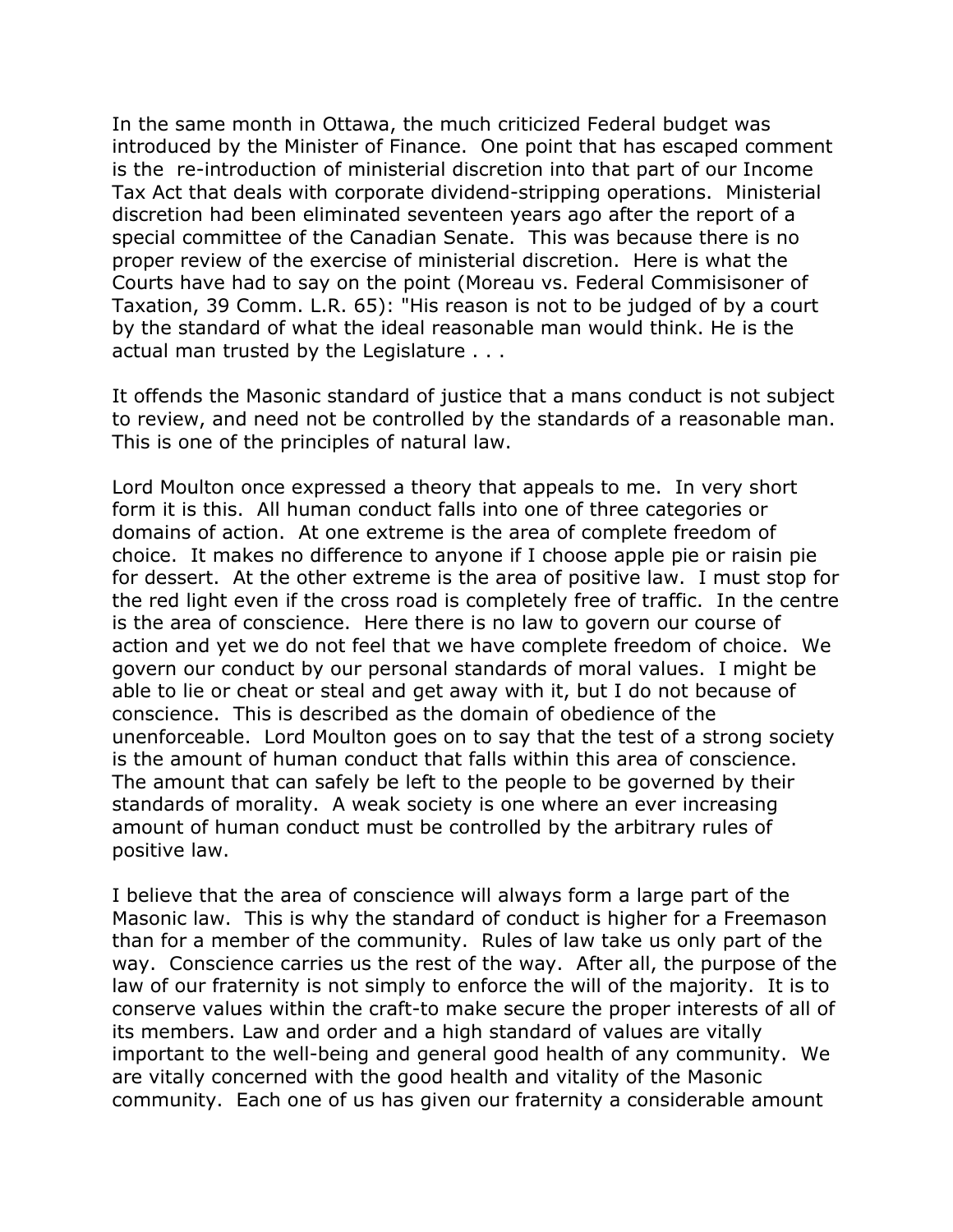In the same month in Ottawa, the much criticized Federal budget was introduced by the Minister of Finance. One point that has escaped comment is the re-introduction of ministerial discretion into that part of our Income Tax Act that deals with corporate dividend-stripping operations. Ministerial discretion had been eliminated seventeen years ago after the report of a special committee of the Canadian Senate. This was because there is no proper review of the exercise of ministerial discretion. Here is what the Courts have had to say on the point (Moreau vs. Federal Commisisoner of Taxation, 39 Comm. L.R. 65): "His reason is not to be judged of by a court by the standard of what the ideal reasonable man would think. He is the actual man trusted by the Legislature . . .

It offends the Masonic standard of justice that a mans conduct is not subject to review, and need not be controlled by the standards of a reasonable man. This is one of the principles of natural law.

Lord Moulton once expressed a theory that appeals to me. In very short form it is this. All human conduct falls into one of three categories or domains of action. At one extreme is the area of complete freedom of choice. It makes no difference to anyone if I choose apple pie or raisin pie for dessert. At the other extreme is the area of positive law. I must stop for the red light even if the cross road is completely free of traffic. In the centre is the area of conscience. Here there is no law to govern our course of action and yet we do not feel that we have complete freedom of choice. We govern our conduct by our personal standards of moral values. I might be able to lie or cheat or steal and get away with it, but I do not because of conscience. This is described as the domain of obedience of the unenforceable. Lord Moulton goes on to say that the test of a strong society is the amount of human conduct that falls within this area of conscience. The amount that can safely be left to the people to be governed by their standards of morality. A weak society is one where an ever increasing amount of human conduct must be controlled by the arbitrary rules of positive law.

I believe that the area of conscience will always form a large part of the Masonic law. This is why the standard of conduct is higher for a Freemason than for a member of the community. Rules of law take us only part of the way. Conscience carries us the rest of the way. After all, the purpose of the law of our fraternity is not simply to enforce the will of the majority. It is to conserve values within the craft-to make secure the proper interests of all of its members. Law and order and a high standard of values are vitally important to the well-being and general good health of any community. We are vitally concerned with the good health and vitality of the Masonic community. Each one of us has given our fraternity a considerable amount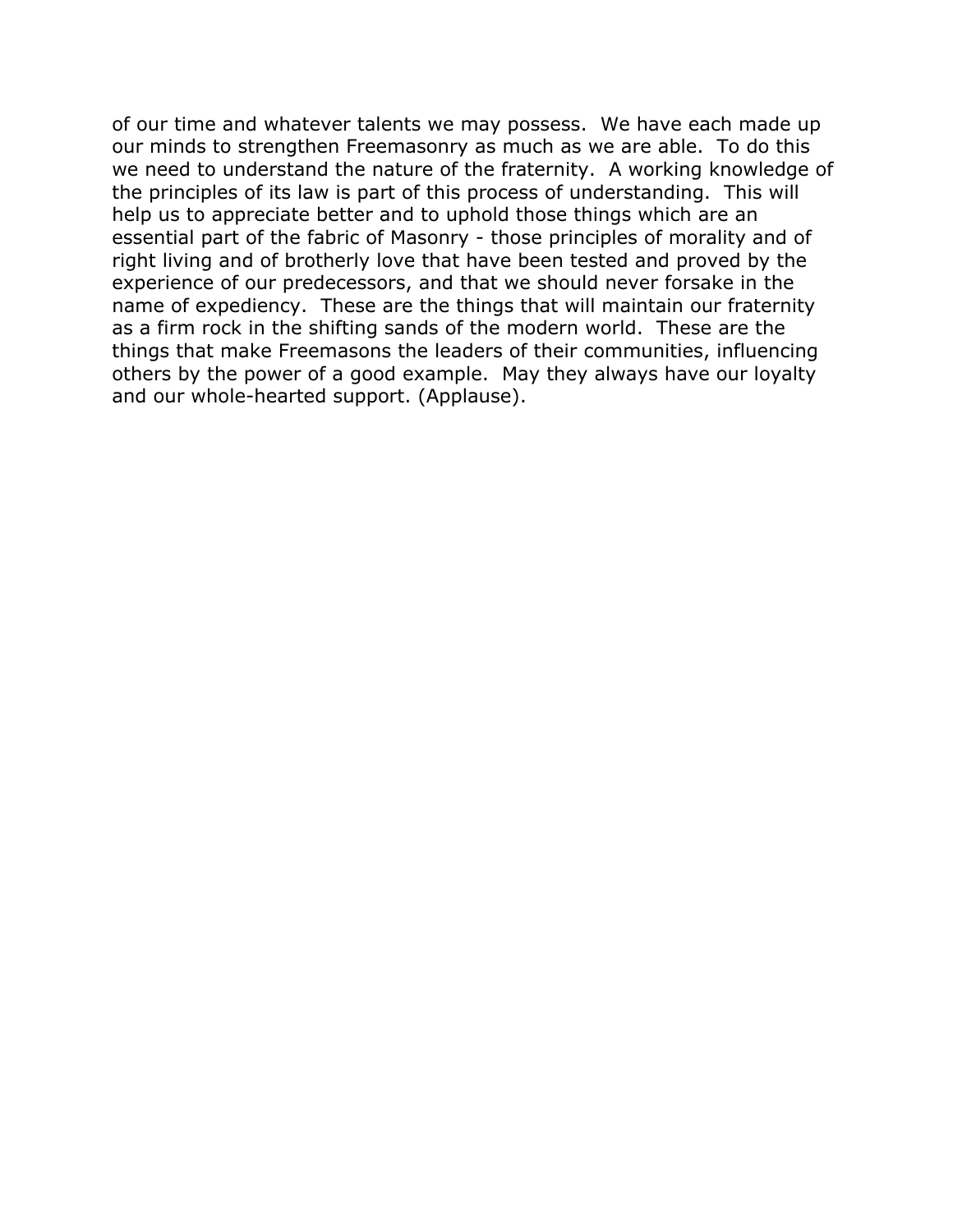of our time and whatever talents we may possess. We have each made up our minds to strengthen Freemasonry as much as we are able. To do this we need to understand the nature of the fraternity. A working knowledge of the principles of its law is part of this process of understanding. This will help us to appreciate better and to uphold those things which are an essential part of the fabric of Masonry - those principles of morality and of right living and of brotherly love that have been tested and proved by the experience of our predecessors, and that we should never forsake in the name of expediency. These are the things that will maintain our fraternity as a firm rock in the shifting sands of the modern world. These are the things that make Freemasons the leaders of their communities, influencing others by the power of a good example. May they always have our loyalty and our whole-hearted support. (Applause).